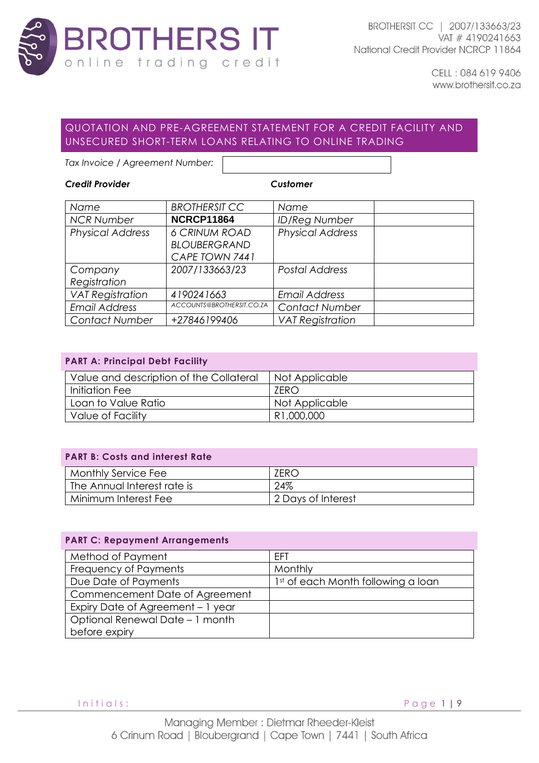# BROTHERS IT

online trading credit

BROTHERSIT CC | 2007/133663/23
VAT # 4190241663
National Credit Provider NCRCP 11864

CELL : 084 619 9406
www.brothersit.co.za

## QUOTATION AND PRE-AGREEMENT STATEMENT FOR A CREDIT FACILITY AND UNSECURED SHORT-TERM LOANS RELATING TO ONLINE TRADING

*Tax Invoice / Agreement Number:*

| ***Credit Provider*** | | ***Customer*** | |
|---|---|---|---|
| *Name* | *BROTHERSIT CC* | *Name* | |
| *NCR Number* | **NCRCP11864** | *ID/Reg Number* | |
| *Physical Address* | *6 CRINUM ROAD BLOUBERGRAND CAPE TOWN 7441* | *Physical Address* | |
| *Company Registration* | *2007/133663/23* | *Postal Address* | |
| *VAT Registration* | *4190241663* | *Email Address* | |
| *Email Address* | *ACCOUNTS@BROTHERSIT.CO.ZA* | *Contact Number* | |
| *Contact Number* | *+27846199406* | *VAT Registration* | |

### PART A: Principal Debt Facility

| | |
|---|---|
| Value and description of the Collateral | Not Applicable |
| Initiation Fee | ZERO |
| Loan to Value Ratio | Not Applicable |
| Value of Facility | R1,000,000 |

### PART B: Costs and interest Rate

| | |
|---|---|
| Monthly Service Fee | ZERO |
| The Annual Interest rate is | 24% |
| Minimum Interest Fee | 2 Days of Interest |

### PART C: Repayment Arrangements

| | |
|---|---|
| Method of Payment | EFT |
| Frequency of Payments | Monthly |
| Due Date of Payments | 1st of each Month following a loan |
| Commencement Date of Agreement | |
| Expiry Date of Agreement – 1 year | |
| Optional Renewal Date – 1 month before expiry | |

Initials:

Managing Member : Dietmar Rheeder-Kleist
6 Crinum Road | Bloubergrand | Cape Town | 7441 | South Africa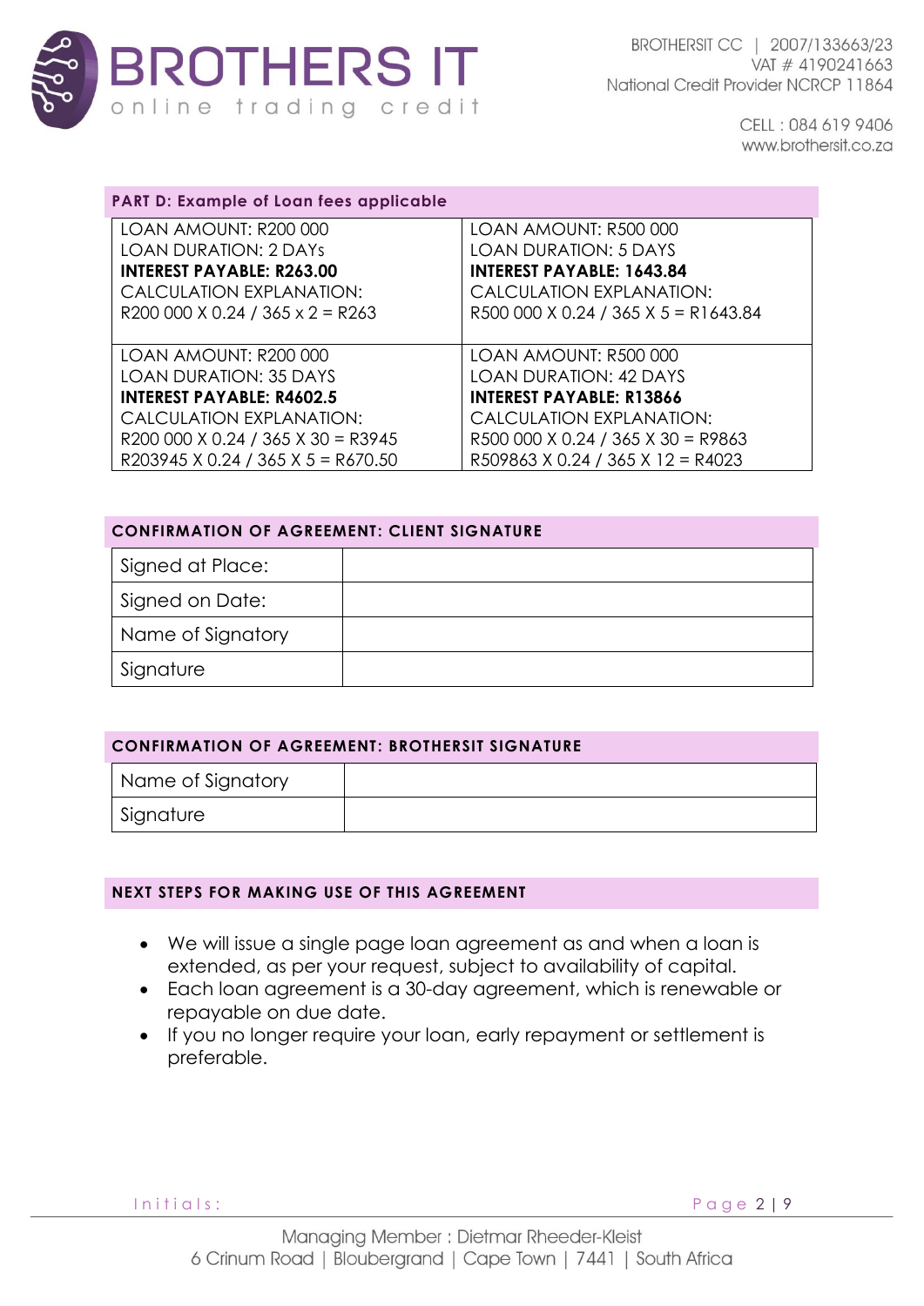PART D: Example of Loan fees applicable

| LOAN AMOUNT: R200 000<br>LOAN DURATION: 2 DAYs<br>**INTEREST PAYABLE: R263.00**<br>CALCULATION EXPLANATION:<br>R200 000 X 0.24 / 365 x 2 = R263 | LOAN AMOUNT: R500 000<br>LOAN DURATION: 5 DAYS<br>**INTEREST PAYABLE: 1643.84**<br>CALCULATION EXPLANATION:<br>R500 000 X 0.24 / 365 X 5 = R1643.84 |
|---|---|
| LOAN AMOUNT: R200 000<br>LOAN DURATION: 35 DAYS<br>**INTEREST PAYABLE: R4602.5**<br>CALCULATION EXPLANATION:<br>R200 000 X 0.24 / 365 X 30 = R3945<br>R203945 X 0.24 / 365 X 5 = R670.50 | LOAN AMOUNT: R500 000<br>LOAN DURATION: 42 DAYS<br>**INTEREST PAYABLE: R13866**<br>CALCULATION EXPLANATION:<br>R500 000 X 0.24 / 365 X 30 = R9863<br>R509863 X 0.24 / 365 X 12 = R4023 |

CONFIRMATION OF AGREEMENT: CLIENT SIGNATURE

| Signed at Place: | |
|---|---|
| Signed on Date: | |
| Name of Signatory | |
| Signature | |

CONFIRMATION OF AGREEMENT: BROTHERSIT SIGNATURE

| Name of Signatory | |
|---|---|
| Signature | |

NEXT STEPS FOR MAKING USE OF THIS AGREEMENT

- We will issue a single page loan agreement as and when a loan is extended, as per your request, subject to availability of capital.
- Each loan agreement is a 30-day agreement, which is renewable or repayable on due date.
- If you no longer require your loan, early repayment or settlement is preferable.

Initials: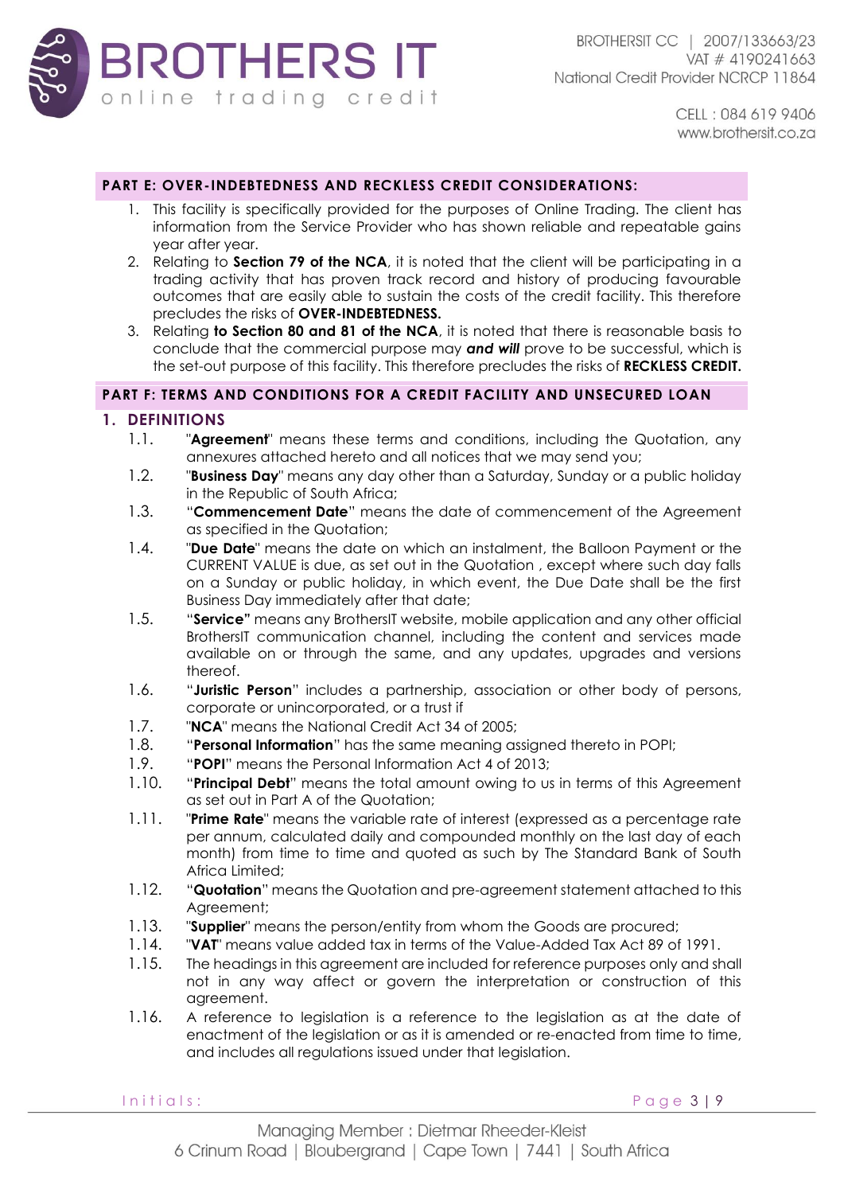## PART E: OVER-INDEBTEDNESS AND RECKLESS CREDIT CONSIDERATIONS:

1. This facility is specifically provided for the purposes of Online Trading. The client has information from the Service Provider who has shown reliable and repeatable gains year after year.
2. Relating to **Section 79 of the NCA**, it is noted that the client will be participating in a trading activity that has proven track record and history of producing favourable outcomes that are easily able to sustain the costs of the credit facility. This therefore precludes the risks of **OVER-INDEBTEDNESS.**
3. Relating **to Section 80 and 81 of the NCA**, it is noted that there is reasonable basis to conclude that the commercial purpose may ***and will*** prove to be successful, which is the set-out purpose of this facility. This therefore precludes the risks of **RECKLESS CREDIT.**

## PART F: TERMS AND CONDITIONS FOR A CREDIT FACILITY AND UNSECURED LOAN

### 1. DEFINITIONS

1.1. "**Agreement**" means these terms and conditions, including the Quotation, any annexures attached hereto and all notices that we may send you;

1.2. "**Business Day**" means any day other than a Saturday, Sunday or a public holiday in the Republic of South Africa;

1.3. "**Commencement Date**" means the date of commencement of the Agreement as specified in the Quotation;

1.4. "**Due Date**" means the date on which an instalment, the Balloon Payment or the CURRENT VALUE is due, as set out in the Quotation , except where such day falls on a Sunday or public holiday, in which event, the Due Date shall be the first Business Day immediately after that date;

1.5. "**Service"** means any BrothersIT website, mobile application and any other official BrothersIT communication channel, including the content and services made available on or through the same, and any updates, upgrades and versions thereof.

1.6. "**Juristic Person**" includes a partnership, association or other body of persons, corporate or unincorporated, or a trust if

1.7. "**NCA**" means the National Credit Act 34 of 2005;

1.8. "**Personal Information**" has the same meaning assigned thereto in POPI;

1.9. "**POPI**" means the Personal Information Act 4 of 2013;

1.10. "**Principal Debt**" means the total amount owing to us in terms of this Agreement as set out in Part A of the Quotation;

1.11. "**Prime Rate**" means the variable rate of interest (expressed as a percentage rate per annum, calculated daily and compounded monthly on the last day of each month) from time to time and quoted as such by The Standard Bank of South Africa Limited;

1.12. "**Quotation**" means the Quotation and pre-agreement statement attached to this Agreement;

1.13. "**Supplier**" means the person/entity from whom the Goods are procured;

1.14. "**VAT**" means value added tax in terms of the Value-Added Tax Act 89 of 1991.

1.15. The headings in this agreement are included for reference purposes only and shall not in any way affect or govern the interpretation or construction of this agreement.

1.16. A reference to legislation is a reference to the legislation as at the date of enactment of the legislation or as it is amended or re-enacted from time to time, and includes all regulations issued under that legislation.

Initials: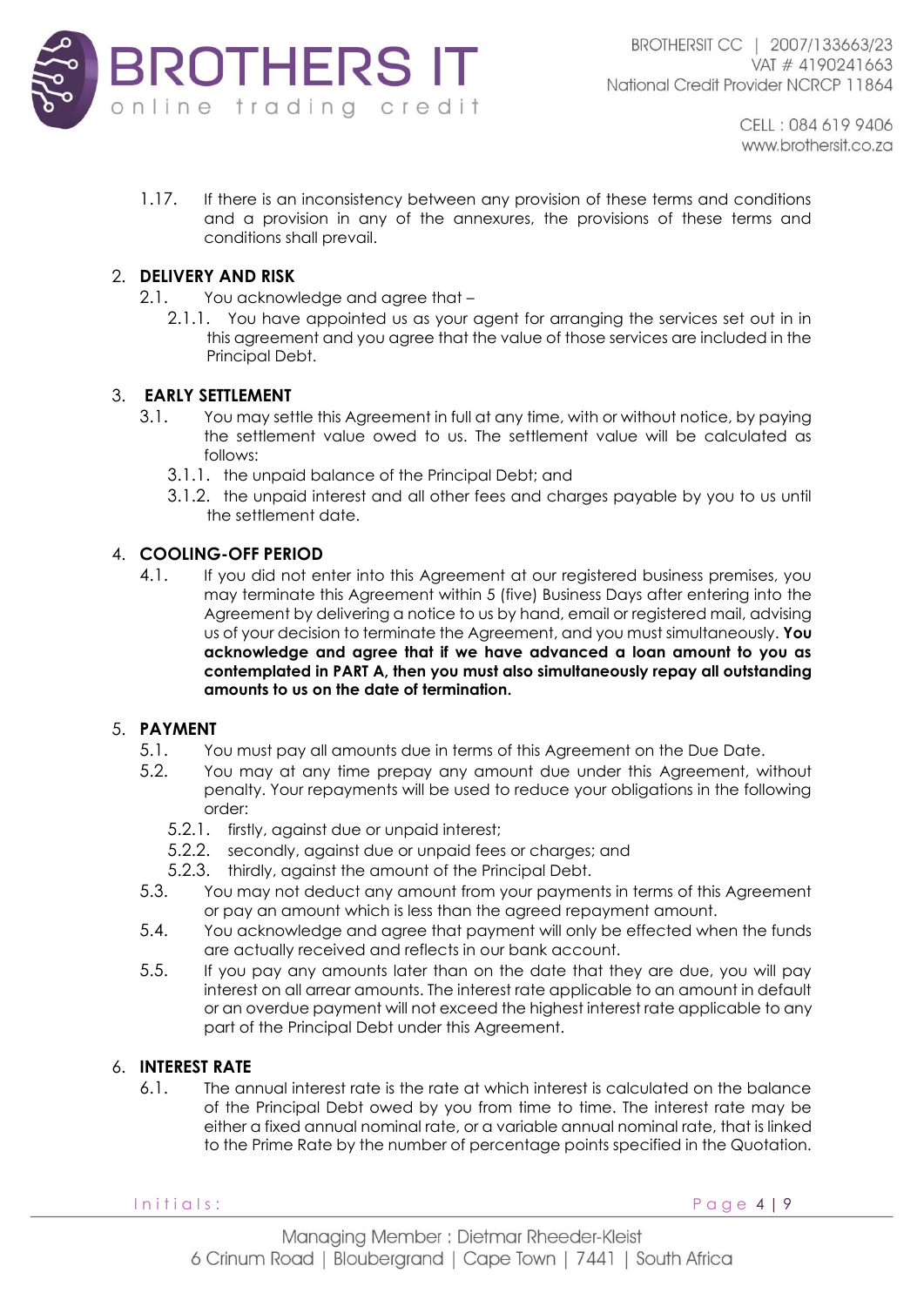1.17. If there is an inconsistency between any provision of these terms and conditions and a provision in any of the annexures, the provisions of these terms and conditions shall prevail.

## 2. DELIVERY AND RISK

2.1. You acknowledge and agree that –

2.1.1. You have appointed us as your agent for arranging the services set out in in this agreement and you agree that the value of those services are included in the Principal Debt.

## 3. EARLY SETTLEMENT

3.1. You may settle this Agreement in full at any time, with or without notice, by paying the settlement value owed to us. The settlement value will be calculated as follows:

3.1.1. the unpaid balance of the Principal Debt; and

3.1.2. the unpaid interest and all other fees and charges payable by you to us until the settlement date.

## 4. COOLING-OFF PERIOD

4.1. If you did not enter into this Agreement at our registered business premises, you may terminate this Agreement within 5 (five) Business Days after entering into the Agreement by delivering a notice to us by hand, email or registered mail, advising us of your decision to terminate the Agreement, and you must simultaneously. **You acknowledge and agree that if we have advanced a loan amount to you as contemplated in PART A, then you must also simultaneously repay all outstanding amounts to us on the date of termination.**

## 5. PAYMENT

5.1. You must pay all amounts due in terms of this Agreement on the Due Date.

5.2. You may at any time prepay any amount due under this Agreement, without penalty. Your repayments will be used to reduce your obligations in the following order:

5.2.1. firstly, against due or unpaid interest;

5.2.2. secondly, against due or unpaid fees or charges; and

5.2.3. thirdly, against the amount of the Principal Debt.

5.3. You may not deduct any amount from your payments in terms of this Agreement or pay an amount which is less than the agreed repayment amount.

5.4. You acknowledge and agree that payment will only be effected when the funds are actually received and reflects in our bank account.

5.5. If you pay any amounts later than on the date that they are due, you will pay interest on all arrear amounts. The interest rate applicable to an amount in default or an overdue payment will not exceed the highest interest rate applicable to any part of the Principal Debt under this Agreement.

## 6. INTEREST RATE

6.1. The annual interest rate is the rate at which interest is calculated on the balance of the Principal Debt owed by you from time to time. The interest rate may be either a fixed annual nominal rate, or a variable annual nominal rate, that is linked to the Prime Rate by the number of percentage points specified in the Quotation.

Initials: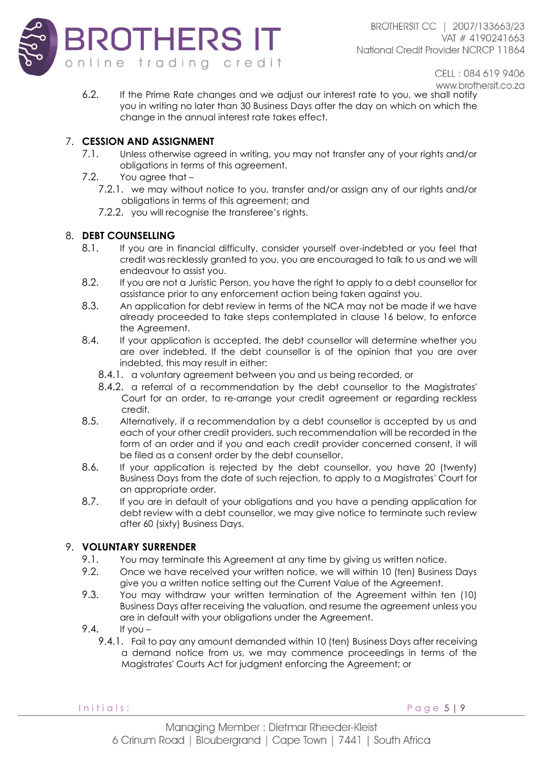6.2. If the Prime Rate changes and we adjust our interest rate to you, we shall notify you in writing no later than 30 Business Days after the day on which on which the change in the annual interest rate takes effect.

7. **CESSION AND ASSIGNMENT**
   - 7.1. Unless otherwise agreed in writing, you may not transfer any of your rights and/or obligations in terms of this agreement.
   - 7.2. You agree that –
     - 7.2.1. we may without notice to you, transfer and/or assign any of our rights and/or obligations in terms of this agreement; and
     - 7.2.2. you will recognise the transferee's rights.

8. **DEBT COUNSELLING**
   - 8.1. If you are in financial difficulty, consider yourself over-indebted or you feel that credit was recklessly granted to you, you are encouraged to talk to us and we will endeavour to assist you.
   - 8.2. If you are not a Juristic Person, you have the right to apply to a debt counsellor for assistance prior to any enforcement action being taken against you.
   - 8.3. An application for debt review in terms of the NCA may not be made if we have already proceeded to take steps contemplated in clause 16 below, to enforce the Agreement.
   - 8.4. If your application is accepted, the debt counsellor will determine whether you are over indebted. If the debt counsellor is of the opinion that you are over indebted, this may result in either:
     - 8.4.1. a voluntary agreement between you and us being recorded, or
     - 8.4.2. a referral of a recommendation by the debt counsellor to the Magistrates' Court for an order, to re-arrange your credit agreement or regarding reckless credit.
   - 8.5. Alternatively, if a recommendation by a debt counsellor is accepted by us and each of your other credit providers, such recommendation will be recorded in the form of an order and if you and each credit provider concerned consent, it will be filed as a consent order by the debt counsellor.
   - 8.6. If your application is rejected by the debt counsellor, you have 20 (twenty) Business Days from the date of such rejection, to apply to a Magistrates' Court for an appropriate order.
   - 8.7. If you are in default of your obligations and you have a pending application for debt review with a debt counsellor, we may give notice to terminate such review after 60 (sixty) Business Days.

9. **VOLUNTARY SURRENDER**
   - 9.1. You may terminate this Agreement at any time by giving us written notice.
   - 9.2. Once we have received your written notice, we will within 10 (ten) Business Days give you a written notice setting out the Current Value of the Agreement.
   - 9.3. You may withdraw your written termination of the Agreement within ten (10) Business Days after receiving the valuation, and resume the agreement unless you are in default with your obligations under the Agreement.
   - 9.4. If you –
     - 9.4.1. Fail to pay any amount demanded within 10 (ten) Business Days after receiving a demand notice from us, we may commence proceedings in terms of the Magistrates' Courts Act for judgment enforcing the Agreement; or

Initials: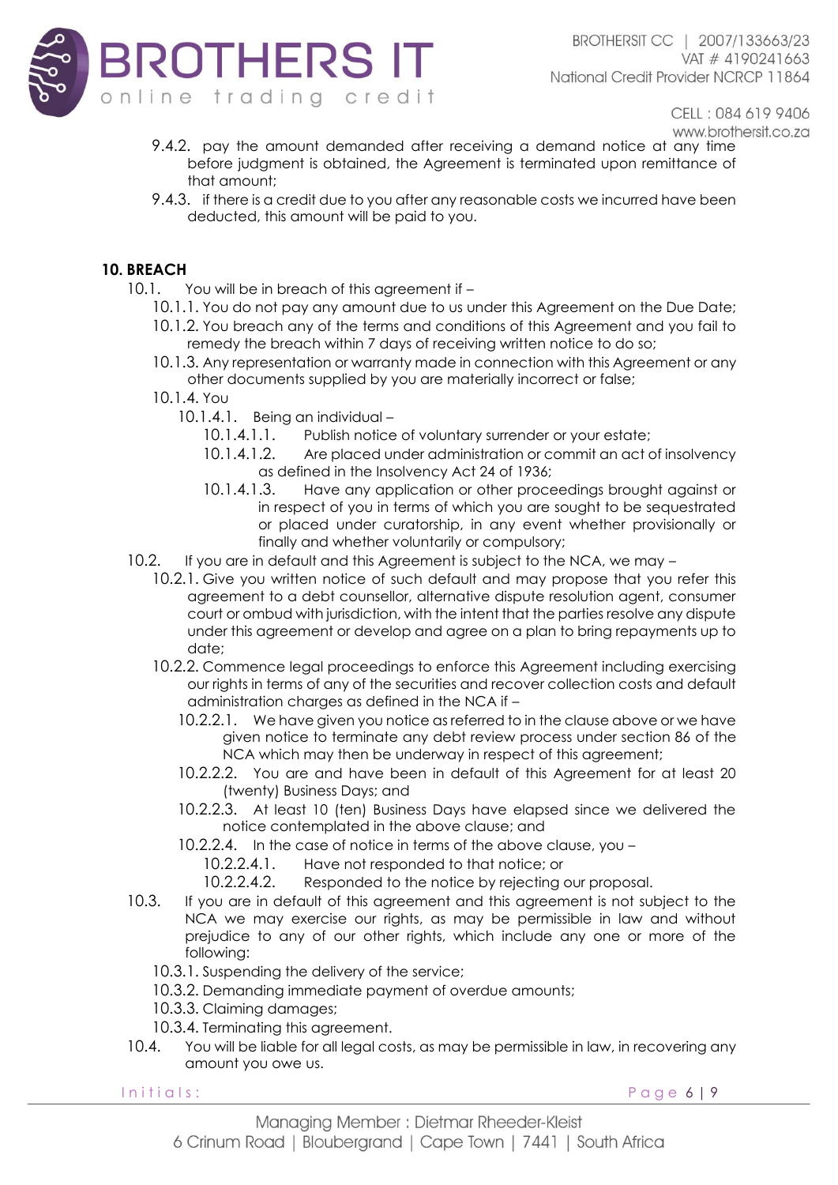9.4.2. pay the amount demanded after receiving a demand notice at any time before judgment is obtained, the Agreement is terminated upon remittance of that amount;

9.4.3. if there is a credit due to you after any reasonable costs we incurred have been deducted, this amount will be paid to you.

## 10. BREACH

10.1. You will be in breach of this agreement if –

- 10.1.1. You do not pay any amount due to us under this Agreement on the Due Date;
- 10.1.2. You breach any of the terms and conditions of this Agreement and you fail to remedy the breach within 7 days of receiving written notice to do so;
- 10.1.3. Any representation or warranty made in connection with this Agreement or any other documents supplied by you are materially incorrect or false;
- 10.1.4. You
  - 10.1.4.1. Being an individual –
    - 10.1.4.1.1. Publish notice of voluntary surrender or your estate;
    - 10.1.4.1.2. Are placed under administration or commit an act of insolvency as defined in the Insolvency Act 24 of 1936;
    - 10.1.4.1.3. Have any application or other proceedings brought against or in respect of you in terms of which you are sought to be sequestrated or placed under curatorship, in any event whether provisionally or finally and whether voluntarily or compulsory;

10.2. If you are in default and this Agreement is subject to the NCA, we may –

- 10.2.1. Give you written notice of such default and may propose that you refer this agreement to a debt counsellor, alternative dispute resolution agent, consumer court or ombud with jurisdiction, with the intent that the parties resolve any dispute under this agreement or develop and agree on a plan to bring repayments up to date;
- 10.2.2. Commence legal proceedings to enforce this Agreement including exercising our rights in terms of any of the securities and recover collection costs and default administration charges as defined in the NCA if –
  - 10.2.2.1. We have given you notice as referred to in the clause above or we have given notice to terminate any debt review process under section 86 of the NCA which may then be underway in respect of this agreement;
  - 10.2.2.2. You are and have been in default of this Agreement for at least 20 (twenty) Business Days; and
  - 10.2.2.3. At least 10 (ten) Business Days have elapsed since we delivered the notice contemplated in the above clause; and
  - 10.2.2.4. In the case of notice in terms of the above clause, you –
    - 10.2.2.4.1. Have not responded to that notice; or
    - 10.2.2.4.2. Responded to the notice by rejecting our proposal.

10.3. If you are in default of this agreement and this agreement is not subject to the NCA we may exercise our rights, as may be permissible in law and without prejudice to any of our other rights, which include any one or more of the following:

- 10.3.1. Suspending the delivery of the service;
- 10.3.2. Demanding immediate payment of overdue amounts;
- 10.3.3. Claiming damages;
- 10.3.4. Terminating this agreement.

10.4. You will be liable for all legal costs, as may be permissible in law, in recovering any amount you owe us.

Initials: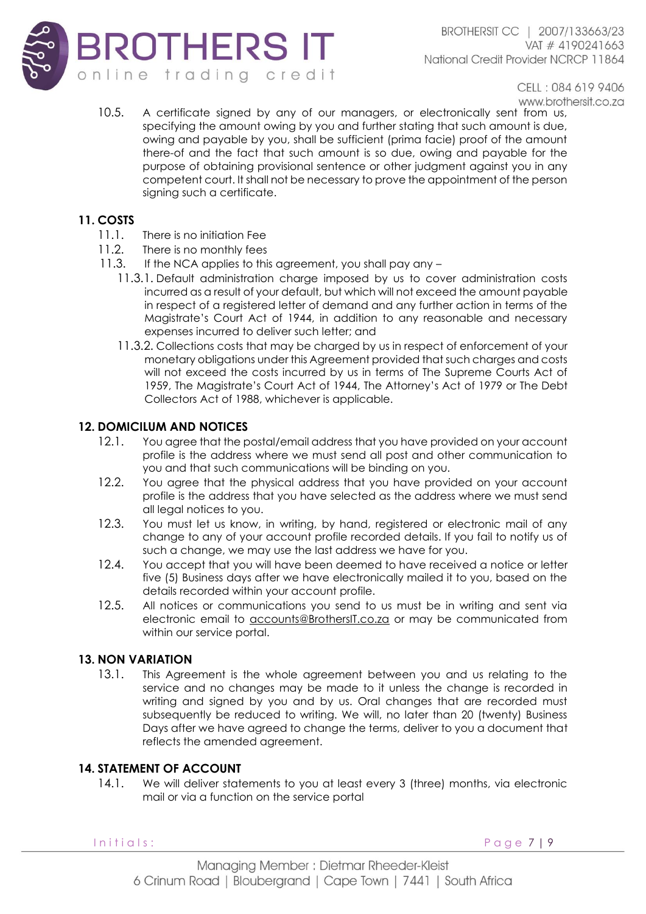10.5. A certificate signed by any of our managers, or electronically sent from us, specifying the amount owing by you and further stating that such amount is due, owing and payable by you, shall be sufficient (prima facie) proof of the amount there-of and the fact that such amount is so due, owing and payable for the purpose of obtaining provisional sentence or other judgment against you in any competent court. It shall not be necessary to prove the appointment of the person signing such a certificate.

## 11. COSTS

11.1. There is no initiation Fee

11.2. There is no monthly fees

11.3. If the NCA applies to this agreement, you shall pay any –

11.3.1. Default administration charge imposed by us to cover administration costs incurred as a result of your default, but which will not exceed the amount payable in respect of a registered letter of demand and any further action in terms of the Magistrate's Court Act of 1944, in addition to any reasonable and necessary expenses incurred to deliver such letter; and

11.3.2. Collections costs that may be charged by us in respect of enforcement of your monetary obligations under this Agreement provided that such charges and costs will not exceed the costs incurred by us in terms of The Supreme Courts Act of 1959, The Magistrate's Court Act of 1944, The Attorney's Act of 1979 or The Debt Collectors Act of 1988, whichever is applicable.

## 12. DOMICILUM AND NOTICES

12.1. You agree that the postal/email address that you have provided on your account profile is the address where we must send all post and other communication to you and that such communications will be binding on you.

12.2. You agree that the physical address that you have provided on your account profile is the address that you have selected as the address where we must send all legal notices to you.

12.3. You must let us know, in writing, by hand, registered or electronic mail of any change to any of your account profile recorded details. If you fail to notify us of such a change, we may use the last address we have for you.

12.4. You accept that you will have been deemed to have received a notice or letter five (5) Business days after we have electronically mailed it to you, based on the details recorded within your account profile.

12.5. All notices or communications you send to us must be in writing and sent via electronic email to accounts@BrothersIT.co.za or may be communicated from within our service portal.

## 13. NON VARIATION

13.1. This Agreement is the whole agreement between you and us relating to the service and no changes may be made to it unless the change is recorded in writing and signed by you and by us. Oral changes that are recorded must subsequently be reduced to writing. We will, no later than 20 (twenty) Business Days after we have agreed to change the terms, deliver to you a document that reflects the amended agreement.

## 14. STATEMENT OF ACCOUNT

14.1. We will deliver statements to you at least every 3 (three) months, via electronic mail or via a function on the service portal

Initials: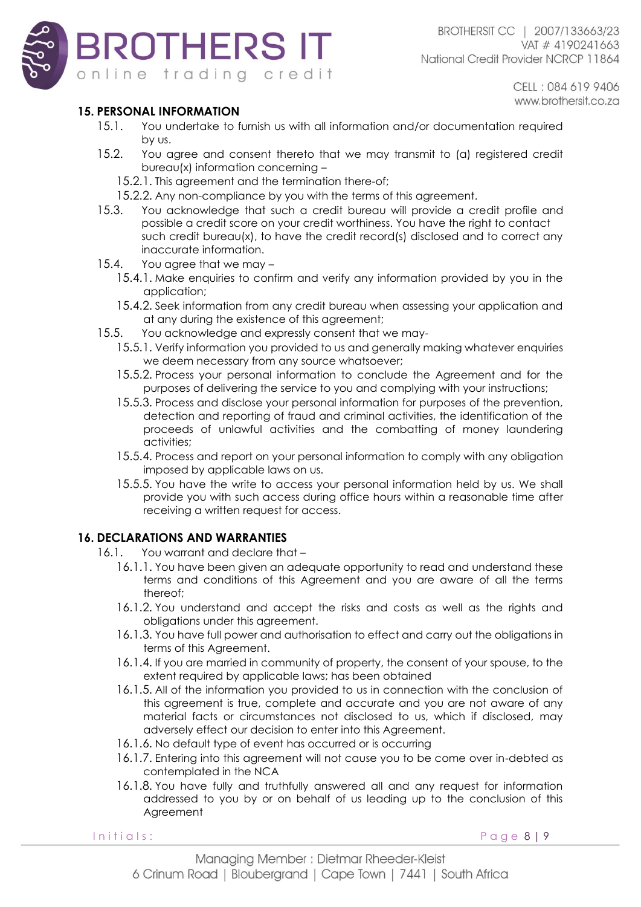## 15. PERSONAL INFORMATION

15.1. You undertake to furnish us with all information and/or documentation required by us.

15.2. You agree and consent thereto that we may transmit to (a) registered credit bureau(x) information concerning –

15.2.1. This agreement and the termination there-of;

15.2.2. Any non-compliance by you with the terms of this agreement.

15.3. You acknowledge that such a credit bureau will provide a credit profile and possible a credit score on your credit worthiness. You have the right to contact such credit bureau(x), to have the credit record(s) disclosed and to correct any inaccurate information.

15.4. You agree that we may –

15.4.1. Make enquiries to confirm and verify any information provided by you in the application;

15.4.2. Seek information from any credit bureau when assessing your application and at any during the existence of this agreement;

15.5. You acknowledge and expressly consent that we may-

15.5.1. Verify information you provided to us and generally making whatever enquiries we deem necessary from any source whatsoever;

15.5.2. Process your personal information to conclude the Agreement and for the purposes of delivering the service to you and complying with your instructions;

15.5.3. Process and disclose your personal information for purposes of the prevention, detection and reporting of fraud and criminal activities, the identification of the proceeds of unlawful activities and the combatting of money laundering activities;

15.5.4. Process and report on your personal information to comply with any obligation imposed by applicable laws on us.

15.5.5. You have the write to access your personal information held by us. We shall provide you with such access during office hours within a reasonable time after receiving a written request for access.

## 16. DECLARATIONS AND WARRANTIES

16.1. You warrant and declare that –

16.1.1. You have been given an adequate opportunity to read and understand these terms and conditions of this Agreement and you are aware of all the terms thereof;

16.1.2. You understand and accept the risks and costs as well as the rights and obligations under this agreement.

16.1.3. You have full power and authorisation to effect and carry out the obligations in terms of this Agreement.

16.1.4. If you are married in community of property, the consent of your spouse, to the extent required by applicable laws; has been obtained

16.1.5. All of the information you provided to us in connection with the conclusion of this agreement is true, complete and accurate and you are not aware of any material facts or circumstances not disclosed to us, which if disclosed, may adversely effect our decision to enter into this Agreement.

16.1.6. No default type of event has occurred or is occurring

16.1.7. Entering into this agreement will not cause you to be come over in-debted as contemplated in the NCA

16.1.8. You have fully and truthfully answered all and any request for information addressed to you by or on behalf of us leading up to the conclusion of this Agreement

Initials: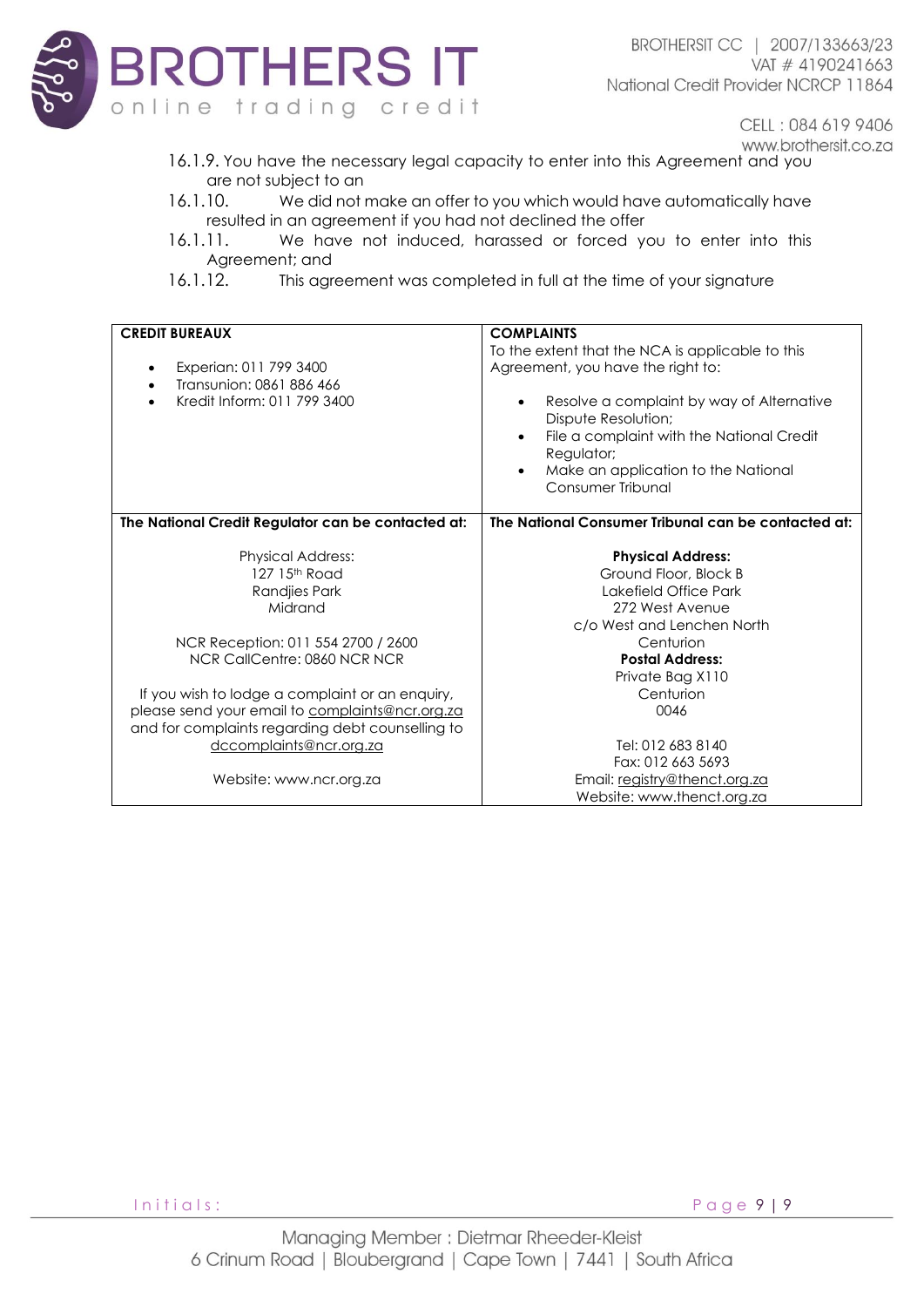16.1.9. You have the necessary legal capacity to enter into this Agreement and you are not subject to an

16.1.10. We did not make an offer to you which would have automatically have resulted in an agreement if you had not declined the offer

16.1.11. We have not induced, harassed or forced you to enter into this Agreement; and

16.1.12. This agreement was completed in full at the time of your signature

| **CREDIT BUREAUX** | **COMPLAINTS** |
|---|---|
| • Experian: 011 799 3400<br>• Transunion: 0861 886 466<br>• Kredit Inform: 011 799 3400 | To the extent that the NCA is applicable to this Agreement, you have the right to:<br>• Resolve a complaint by way of Alternative Dispute Resolution;<br>• File a complaint with the National Credit Regulator;<br>• Make an application to the National Consumer Tribunal |
| **The National Credit Regulator can be contacted at:** | **The National Consumer Tribunal can be contacted at:** |
| Physical Address:<br>127 15th Road<br>Randjies Park<br>Midrand<br><br>NCR Reception: 011 554 2700 / 2600<br>NCR CallCentre: 0860 NCR NCR<br><br>If you wish to lodge a complaint or an enquiry, please send your email to complaints@ncr.org.za and for complaints regarding debt counselling to dccomplaints@ncr.org.za<br><br>Website: www.ncr.org.za | **Physical Address:**<br>Ground Floor, Block B<br>Lakefield Office Park<br>272 West Avenue<br>c/o West and Lenchen North<br>Centurion<br>**Postal Address:**<br>Private Bag X110<br>Centurion<br>0046<br><br>Tel: 012 683 8140<br>Fax: 012 663 5693<br>Email: registry@thenct.org.za<br>Website: www.thenct.org.za |

Initials: